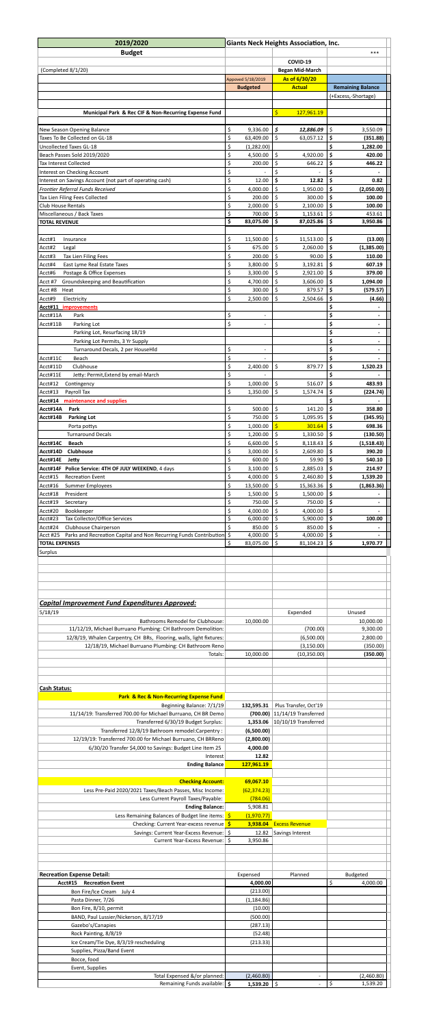# 2019/2020 Budget — Giants Neck Heights Association, Inc.

(Completed 8/1/20)

| | Approved 5/18/2019 Budgeted | COVID-19 Began Mid-March As of 6/30/20 Actual | *** Remaining Balance (+Excess,-Shortage) |
|---|---|---|---|
| **Municipal Park & Rec CIF & Non-Recurring Expense Fund** | | $ 127,961.19 | |
| New Season Opening Balance | $ 9,336.00 | *$ 12,886.09* | $ 3,550.09 |
| Taxes To Be Collected on GL-18 | $ 63,409.00 | $ 63,057.12 | **$ (351.88)** |
| Uncollected Taxes GL-18 | $ (1,282.00) | | **$ 1,282.00** |
| Beach Passes Sold 2019/2020 | $ 4,500.00 | $ 4,920.00 | **$ 420.00** |
| Tax Interest Collected | $ 200.00 | $ 646.22 | **$ 446.22** |
| Interest on Checking Account | $ - | $ - | $ - |
| Interest on Savings Account (not part of operating cash) | $ 12.00 | $ 12.82 | **$ 0.82** |
| *Frontier Referral Funds Received* | $ 4,000.00 | $ 1,950.00 | **$ (2,050.00)** |
| Tax Lien Filing Fees Collected | $ 200.00 | $ 300.00 | **$ 100.00** |
| Club House Rentals | $ 2,000.00 | $ 2,100.00 | **$ 100.00** |
| Miscellaneous / Back Taxes | $ 700.00 | $ 1,153.61 | $ 453.61 |
| **TOTAL REVENUE** | **$ 83,075.00** | **$ 87,025.86** | **$ 3,950.86** |
| Acct#1 Insurance | $ 11,500.00 | $ 11,513.00 | **$ (13.00)** |
| Acct#2 Legal | $ 675.00 | $ 2,060.00 | **$ (1,385.00)** |
| Acct#3 Tax Lien Filing Fees | $ 200.00 | $ 90.00 | **$ 110.00** |
| Acct#4 East Lyme Real Estate Taxes | $ 3,800.00 | $ 3,192.81 | **$ 607.19** |
| Acct#6 Postage & Office Expenses | $ 3,300.00 | $ 2,921.00 | **$ 379.00** |
| Acct #7 Groundskeeping and Beautification | $ 4,700.00 | $ 3,606.00 | **$ 1,094.00** |
| Acct #8 Heat | $ 300.00 | $ 879.57 | **$ (579.57)** |
| Acct#9 Electricity | $ 2,500.00 | $ 2,504.66 | **$ (4.66)** |
| **Acct#11 improvements** | | | $ - |
| Acct#11A Park | $ - | | $ - |
| Acct#11B Parking Lot | $ - | | $ - |
| Parking Lot, Resurfacing 18/19 | | | $ - |
| Parking Lot Permits, 3 Yr Supply | | | $ - |
| Turnaround Decals, 2 per HouseHld | $ - | | $ - |
| Acct#11C Beach | $ - | | $ - |
| Acct#11D Clubhouse | $ 2,400.00 | $ 879.77 | **$ 1,520.23** |
| Acct#11E Jetty: Permit,Extend by email-March | $ - | | $ - |
| Acct#12 Contingency | $ 1,000.00 | $ 516.07 | **$ 483.93** |
| Acct#13 Payroll Tax | $ 1,350.00 | $ 1,574.74 | **$ (224.74)** |
| **Acct#14 maintenance and supplies** | | | $ - |
| **Acct#14A Park** | $ 500.00 | $ 141.20 | **$ 358.80** |
| **Acct#14B Parking Lot** | $ 750.00 | $ 1,095.95 | **$ (345.95)** |
| Porta pottys | $ 1,000.00 | $ 301.64 | **$ 698.36** |
| Turnaround Decals | $ 1,200.00 | $ 1,330.50 | **$ (130.50)** |
| **Acct#14C Beach** | $ 6,600.00 | $ 8,118.43 | **$ (1,518.43)** |
| **Acct#14D Clubhouse** | $ 3,000.00 | $ 2,609.80 | **$ 390.20** |
| **Acct#14E Jetty** | $ 600.00 | $ 59.90 | **$ 540.10** |
| **Acct#14F Police Service: 4TH OF JULY WEEKEND**, 4 days | $ 3,100.00 | $ 2,885.03 | **$ 214.97** |
| Acct#15 Recreation Event | $ 4,000.00 | $ 2,460.80 | **$ 1,539.20** |
| Acct#16 Summer Employees | $ 13,500.00 | $ 15,363.36 | **$ (1,863.36)** |
| Acct#18 President | $ 1,500.00 | $ 1,500.00 | $ - |
| Acct#19 Secretary | $ 750.00 | $ 750.00 | $ - |
| Acct#20 Bookkeeper | $ 4,000.00 | $ 4,000.00 | $ - |
| Acct#23 Tax Collector/Office Services | $ 6,000.00 | $ 5,900.00 | **$ 100.00** |
| Acct#24 Clubhouse Chairperson | $ 850.00 | $ 850.00 | $ - |
| Acct #25 Parks and Recreation Capital and Non Recurring Funds Contribution | $ 4,000.00 | $ 4,000.00 | $ - |
| **TOTAL EXPENSES** | $ 83,075.00 | $ 81,104.23 | **$ 1,970.77** |
| Surplus | | | |

## *Capital Improvement Fund Expenditures Approved:*

| 5/18/19 | | Expended | Unused |
|---|---|---|---|
| Bathrooms Remodel for Clubhouse: | 10,000.00 | | 10,000.00 |
| 11/12/19, Michael Burruano Plumbing: CH Bathroom Demolition: | | (700.00) | 9,300.00 |
| 12/8/19, Whalen Carpentry, CH BRs, Flooring, walls, light fixtures: | | (6,500.00) | 2,800.00 |
| 12/18/19, Michael Burruano Plumbing: CH Bathroom Reno | | (3,150.00) | (350.00) |
| Totals: | 10,000.00 | (10,350.00) | (350.00) |

## Cash Status:

| **Park & Rec & Non-Recurring Expense Fund** | | |
|---|---|---|
| Beginning Balance: 7/1/19 | **132,595.31** | Plus Transfer, Oct'19 |
| 11/14/19: Transferred 700.00 for Michael Burruano, CH BR Demo | **(700.00)** | 11/14/19 Transferred |
| Transferred 6/30/19 Budget Surplus: | **1,353.06** | 10/10/19 Transferred |
| Transferred 12/8/19 Bathroom remodel:Carpentry : | **(6,500.00)** | |
| 12/19/19: Transferred 700.00 for Michael Burruano, CH BRReno | **(2,800.00)** | |
| 6/30/20 Transfer $4,000 to Savings: Budget Line Item 25 | **4,000.00** | |
| Interest | **12.82** | |
| **Ending Balance** | **127,961.19** | |
| **Checking Account:** | **69,067.10** | |
| Less Pre-Paid 2020/2021 Taxes/Beach Passes, Misc Income: | (62,374.23) | |
| Less Current Payroll Taxes/Payable: | (784.06) | |
| **Ending Balance:** | 5,908.81 | |
| Less Remaining Balances of Budget line items: | $ (1,970.77) | |
| Checking: Current Year-excess revenue | $ 3,938.04 | Excess Revenue |
| Savings: Current Year-Excess Revenue: | $ 12.82 | Savings Interest |
| Current Year-Excess Revenue: | $ 3,950.86 | |

## Recreation Expense Detail:

| | Expensed | Planned | Budgeted |
|---|---|---|---|
| **Acct#15 Recreation Event** | **4,000.00** | | $ 4,000.00 |
| Bon Fire/Ice Cream July 4 | (213.00) | | |
| Pasta Dinner, 7/26 | (1,184.86) | | |
| Bon Fire, 8/10, permit | (10.00) | | |
| BAND, Paul Lussier/Nickerson, 8/17/19 | (500.00) | | |
| Gazebo's/Canapies | (287.13) | | |
| Rock Painting, 8/8/19 | (52.48) | | |
| Ice Cream/Tie Dye, 8/3/19 rescheduling | (213.33) | | |
| Supplies, Pizza/Band Event | | | |
| Bocce, food | | | |
| Event, Supplies | | | |
| Total Expensed &/or planned: | (2,460.80) | - | (2,460.80) |
| Remaining Funds available: | **$ 1,539.20** | $ - | $ 1,539.20 |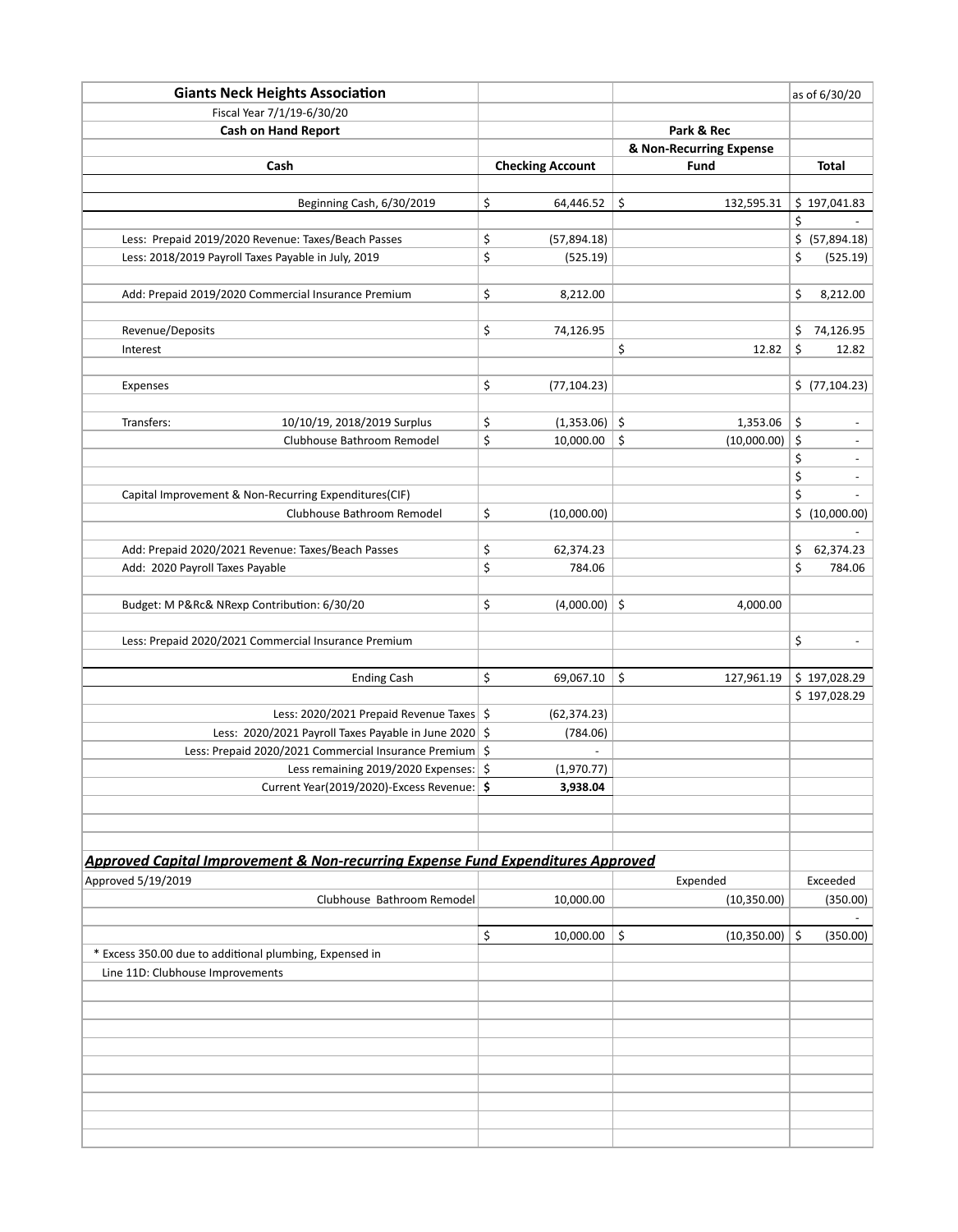| Giants Neck Heights Association | | | as of 6/30/20 |
|---|---|---|---|
| Fiscal Year 7/1/19-6/30/20 | | | |
| **Cash on Hand Report** | | **Park & Rec** | |
| | | **& Non-Recurring Expense** | |
| **Cash** | **Checking Account** | **Fund** | **Total** |
| | | | |
| Beginning Cash, 6/30/2019 | $ 64,446.52 | $ 132,595.31 | $ 197,041.83 |
| | | | $ - |
| Less: Prepaid 2019/2020 Revenue: Taxes/Beach Passes | $ (57,894.18) | | $ (57,894.18) |
| Less: 2018/2019 Payroll Taxes Payable in July, 2019 | $ (525.19) | | $ (525.19) |
| | | | |
| Add: Prepaid 2019/2020 Commercial Insurance Premium | $ 8,212.00 | | $ 8,212.00 |
| | | | |
| Revenue/Deposits | $ 74,126.95 | | $ 74,126.95 |
| Interest | | $ 12.82 | $ 12.82 |
| | | | |
| Expenses | $ (77,104.23) | | $ (77,104.23) |
| | | | |
| Transfers: 10/10/19, 2018/2019 Surplus | $ (1,353.06) | $ 1,353.06 | $ - |
| Clubhouse Bathroom Remodel | $ 10,000.00 | $ (10,000.00) | $ - |
| | | | $ - |
| | | | $ - |
| Capital Improvement & Non-Recurring Expenditures(CIF) | | | $ - |
| Clubhouse Bathroom Remodel | $ (10,000.00) | | $ (10,000.00) |
| | | | - |
| Add: Prepaid 2020/2021 Revenue: Taxes/Beach Passes | $ 62,374.23 | | $ 62,374.23 |
| Add: 2020 Payroll Taxes Payable | $ 784.06 | | $ 784.06 |
| | | | |
| Budget: M P&Rc& NRexp Contribution: 6/30/20 | $ (4,000.00) | $ 4,000.00 | |
| | | | |
| Less: Prepaid 2020/2021 Commercial Insurance Premium | | | $ - |
| | | | |
| Ending Cash | $ 69,067.10 | $ 127,961.19 | $ 197,028.29 |
| | | | $ 197,028.29 |
| Less: 2020/2021 Prepaid Revenue Taxes | $ (62,374.23) | | |
| Less: 2020/2021 Payroll Taxes Payable in June 2020 | $ (784.06) | | |
| Less: Prepaid 2020/2021 Commercial Insurance Premium | $ - | | |
| Less remaining 2019/2020 Expenses: | $ (1,970.77) | | |
| Current Year(2019/2020)-Excess Revenue: | **$ 3,938.04** | | |

***Approved Capital Improvement & Non-recurring Expense Fund Expenditures Approved***

| Approved 5/19/2019 | | Expended | Exceeded |
|---|---|---|---|
| Clubhouse Bathroom Remodel | 10,000.00 | (10,350.00) | (350.00) |
| | | | - |
| | $ 10,000.00 | $ (10,350.00) | $ (350.00) |

\* Excess 350.00 due to additional plumbing, Expensed in Line 11D: Clubhouse Improvements